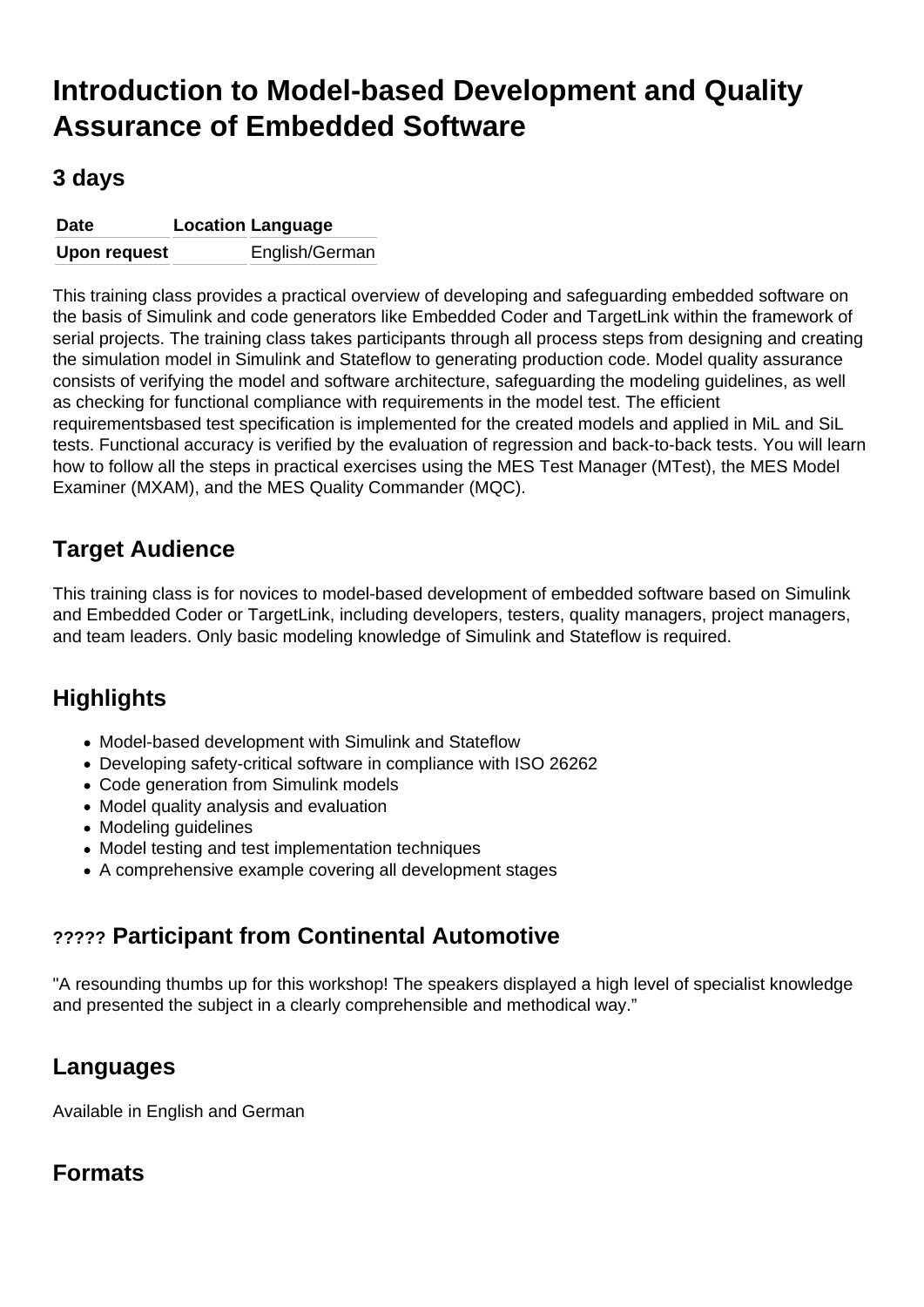# Introduction to Model-based Development and Quality Assurance of Embedded Software

## 3 days

| Date | Location | Language |
| --- | --- | --- |
| **Upon request** | | English/German |

This training class provides a practical overview of developing and safeguarding embedded software on the basis of Simulink and code generators like Embedded Coder and TargetLink within the framework of serial projects. The training class takes participants through all process steps from designing and creating the simulation model in Simulink and Stateflow to generating production code. Model quality assurance consists of verifying the model and software architecture, safeguarding the modeling guidelines, as well as checking for functional compliance with requirements in the model test. The efficient requirementsbased test specification is implemented for the created models and applied in MiL and SiL tests. Functional accuracy is verified by the evaluation of regression and back-to-back tests. You will learn how to follow all the steps in practical exercises using the MES Test Manager (MTest), the MES Model Examiner (MXAM), and the MES Quality Commander (MQC).

## Target Audience

This training class is for novices to model-based development of embedded software based on Simulink and Embedded Coder or TargetLink, including developers, testers, quality managers, project managers, and team leaders. Only basic modeling knowledge of Simulink and Stateflow is required.

## Highlights

- Model-based development with Simulink and Stateflow
- Developing safety-critical software in compliance with ISO 26262
- Code generation from Simulink models
- Model quality analysis and evaluation
- Modeling guidelines
- Model testing and test implementation techniques
- A comprehensive example covering all development stages

## ????? Participant from Continental Automotive

"A resounding thumbs up for this workshop! The speakers displayed a high level of specialist knowledge and presented the subject in a clearly comprehensible and methodical way."

## Languages

Available in English and German

## Formats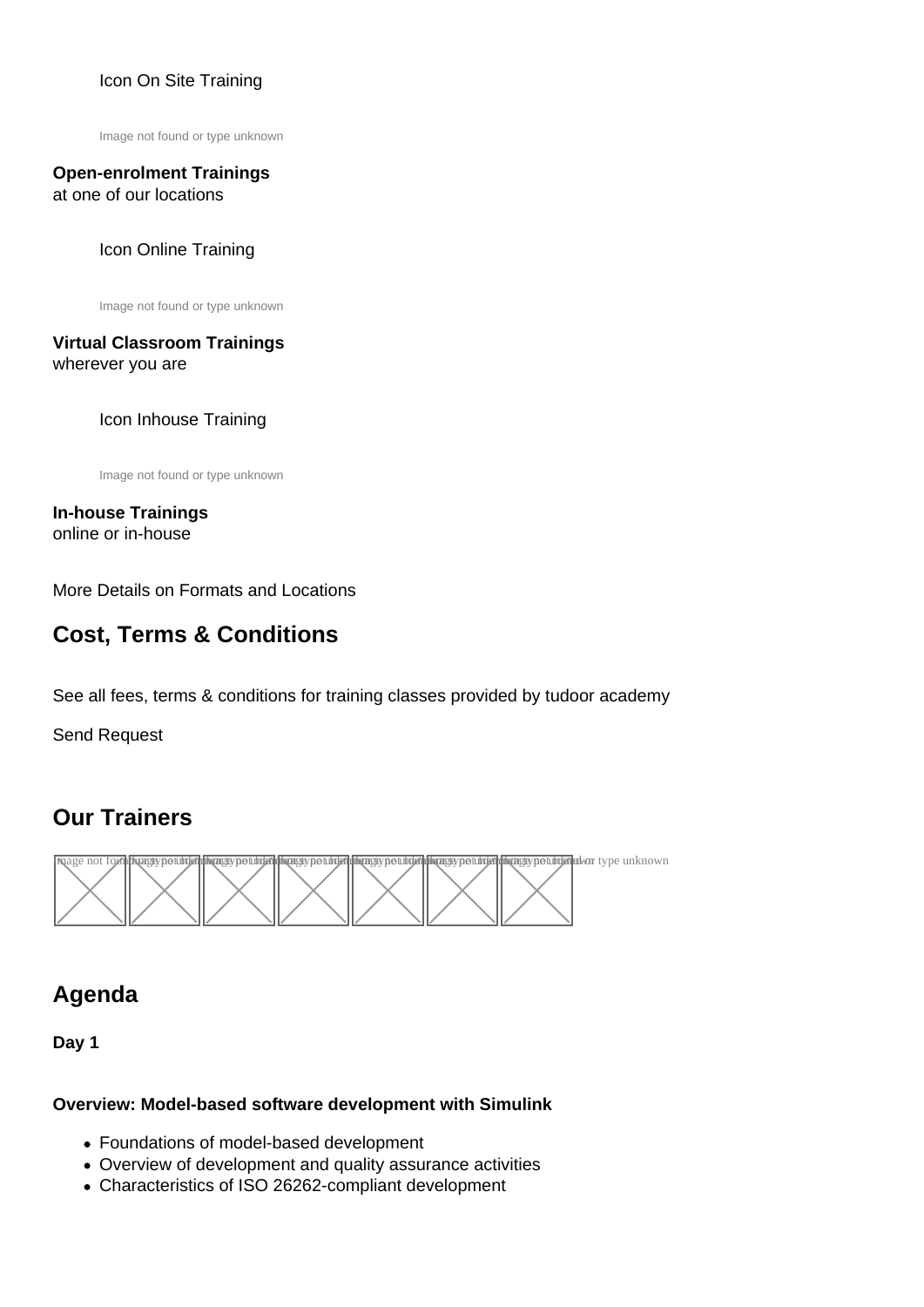Icon On Site Training

Image not found or type unknown

**Open-enrolment Trainings**
at one of our locations

Icon Online Training

Image not found or type unknown

**Virtual Classroom Trainings**
wherever you are

Icon Inhouse Training

Image not found or type unknown

**In-house Trainings**
online or in-house

More Details on Formats and Locations

## Cost, Terms & Conditions

See all fees, terms & conditions for training classes provided by tudoor academy

Send Request

## Our Trainers

## Agenda

**Day 1**

**Overview: Model-based software development with Simulink**

- Foundations of model-based development
- Overview of development and quality assurance activities
- Characteristics of ISO 26262-compliant development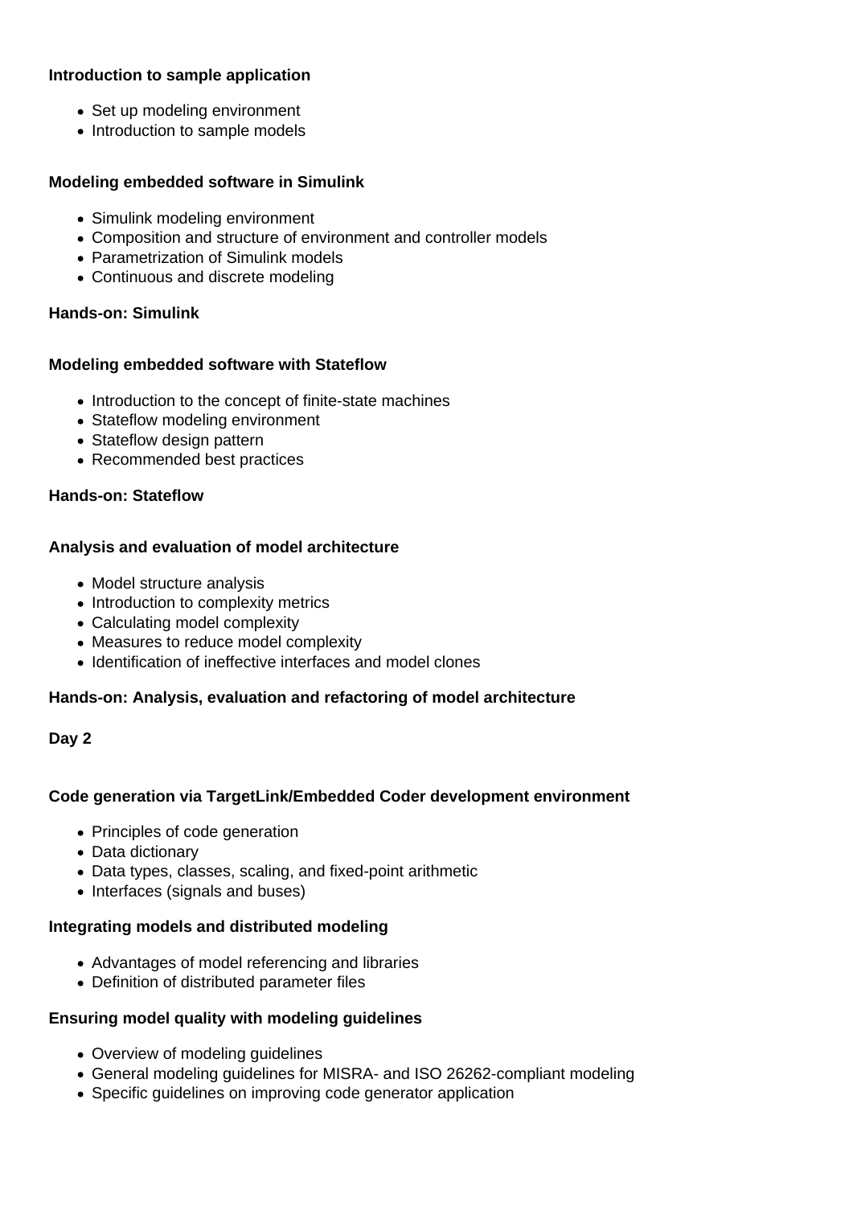**Introduction to sample application**

- Set up modeling environment
- Introduction to sample models

**Modeling embedded software in Simulink**

- Simulink modeling environment
- Composition and structure of environment and controller models
- Parametrization of Simulink models
- Continuous and discrete modeling

**Hands-on: Simulink**

**Modeling embedded software with Stateflow**

- Introduction to the concept of finite-state machines
- Stateflow modeling environment
- Stateflow design pattern
- Recommended best practices

**Hands-on: Stateflow**

**Analysis and evaluation of model architecture**

- Model structure analysis
- Introduction to complexity metrics
- Calculating model complexity
- Measures to reduce model complexity
- Identification of ineffective interfaces and model clones

**Hands-on: Analysis, evaluation and refactoring of model architecture**

**Day 2**

**Code generation via TargetLink/Embedded Coder development environment**

- Principles of code generation
- Data dictionary
- Data types, classes, scaling, and fixed-point arithmetic
- Interfaces (signals and buses)

**Integrating models and distributed modeling**

- Advantages of model referencing and libraries
- Definition of distributed parameter files

**Ensuring model quality with modeling guidelines**

- Overview of modeling guidelines
- General modeling guidelines for MISRA- and ISO 26262-compliant modeling
- Specific guidelines on improving code generator application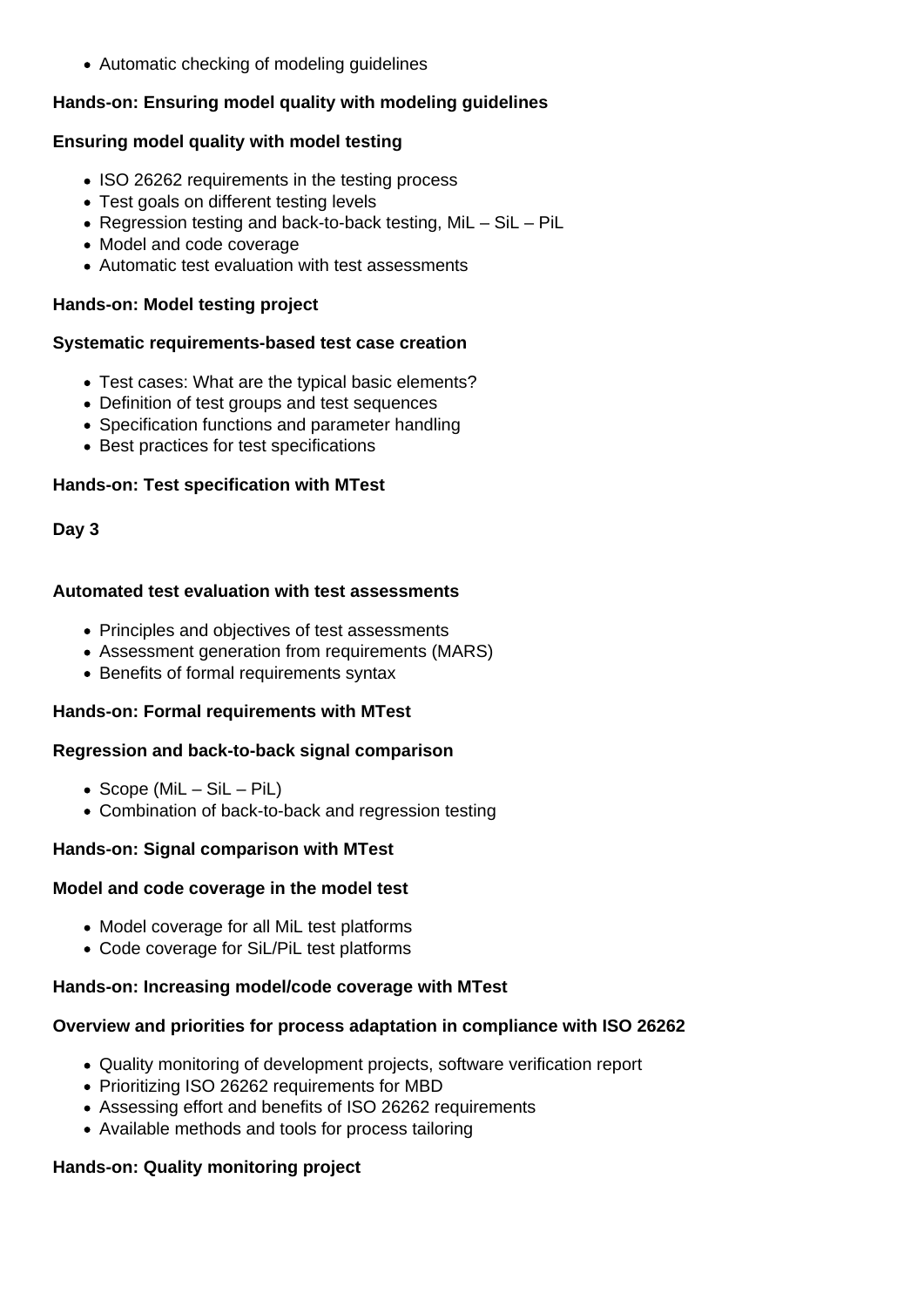- Automatic checking of modeling guidelines

**Hands-on: Ensuring model quality with modeling guidelines**

**Ensuring model quality with model testing**

- ISO 26262 requirements in the testing process
- Test goals on different testing levels
- Regression testing and back-to-back testing, MiL – SiL – PiL
- Model and code coverage
- Automatic test evaluation with test assessments

**Hands-on: Model testing project**

**Systematic requirements-based test case creation**

- Test cases: What are the typical basic elements?
- Definition of test groups and test sequences
- Specification functions and parameter handling
- Best practices for test specifications

**Hands-on: Test specification with MTest**

**Day 3**

**Automated test evaluation with test assessments**

- Principles and objectives of test assessments
- Assessment generation from requirements (MARS)
- Benefits of formal requirements syntax

**Hands-on: Formal requirements with MTest**

**Regression and back-to-back signal comparison**

- Scope (MiL – SiL – PiL)
- Combination of back-to-back and regression testing

**Hands-on: Signal comparison with MTest**

**Model and code coverage in the model test**

- Model coverage for all MiL test platforms
- Code coverage for SiL/PiL test platforms

**Hands-on: Increasing model/code coverage with MTest**

**Overview and priorities for process adaptation in compliance with ISO 26262**

- Quality monitoring of development projects, software verification report
- Prioritizing ISO 26262 requirements for MBD
- Assessing effort and benefits of ISO 26262 requirements
- Available methods and tools for process tailoring

**Hands-on: Quality monitoring project**